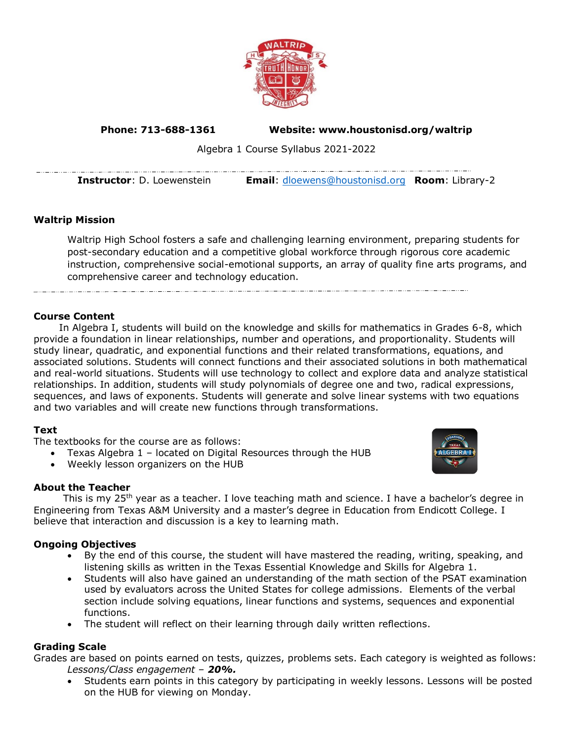**Phone: 713-688-1361** **Website: www.houstonisd.org/waltrip**

Algebra 1 Course Syllabus 2021-2022

**Instructor**: D. Loewenstein **Email**: dloewens@houstonisd.org **Room**: Library-2

## Waltrip Mission

Waltrip High School fosters a safe and challenging learning environment, preparing students for post-secondary education and a competitive global workforce through rigorous core academic instruction, comprehensive social-emotional supports, an array of quality fine arts programs, and comprehensive career and technology education.

## Course Content

In Algebra I, students will build on the knowledge and skills for mathematics in Grades 6-8, which provide a foundation in linear relationships, number and operations, and proportionality. Students will study linear, quadratic, and exponential functions and their related transformations, equations, and associated solutions. Students will connect functions and their associated solutions in both mathematical and real-world situations. Students will use technology to collect and explore data and analyze statistical relationships. In addition, students will study polynomials of degree one and two, radical expressions, sequences, and laws of exponents. Students will generate and solve linear systems with two equations and two variables and will create new functions through transformations.

## Text

The textbooks for the course are as follows:

- Texas Algebra 1 – located on Digital Resources through the HUB
- Weekly lesson organizers on the HUB

## About the Teacher

This is my 25th year as a teacher. I love teaching math and science. I have a bachelor's degree in Engineering from Texas A&M University and a master's degree in Education from Endicott College. I believe that interaction and discussion is a key to learning math.

## Ongoing Objectives

- By the end of this course, the student will have mastered the reading, writing, speaking, and listening skills as written in the Texas Essential Knowledge and Skills for Algebra 1.
- Students will also have gained an understanding of the math section of the PSAT examination used by evaluators across the United States for college admissions. Elements of the verbal section include solving equations, linear functions and systems, sequences and exponential functions.
- The student will reflect on their learning through daily written reflections.

## Grading Scale

Grades are based on points earned on tests, quizzes, problems sets. Each category is weighted as follows:

*Lessons/Class engagement* – ***20%.***

- Students earn points in this category by participating in weekly lessons. Lessons will be posted on the HUB for viewing on Monday.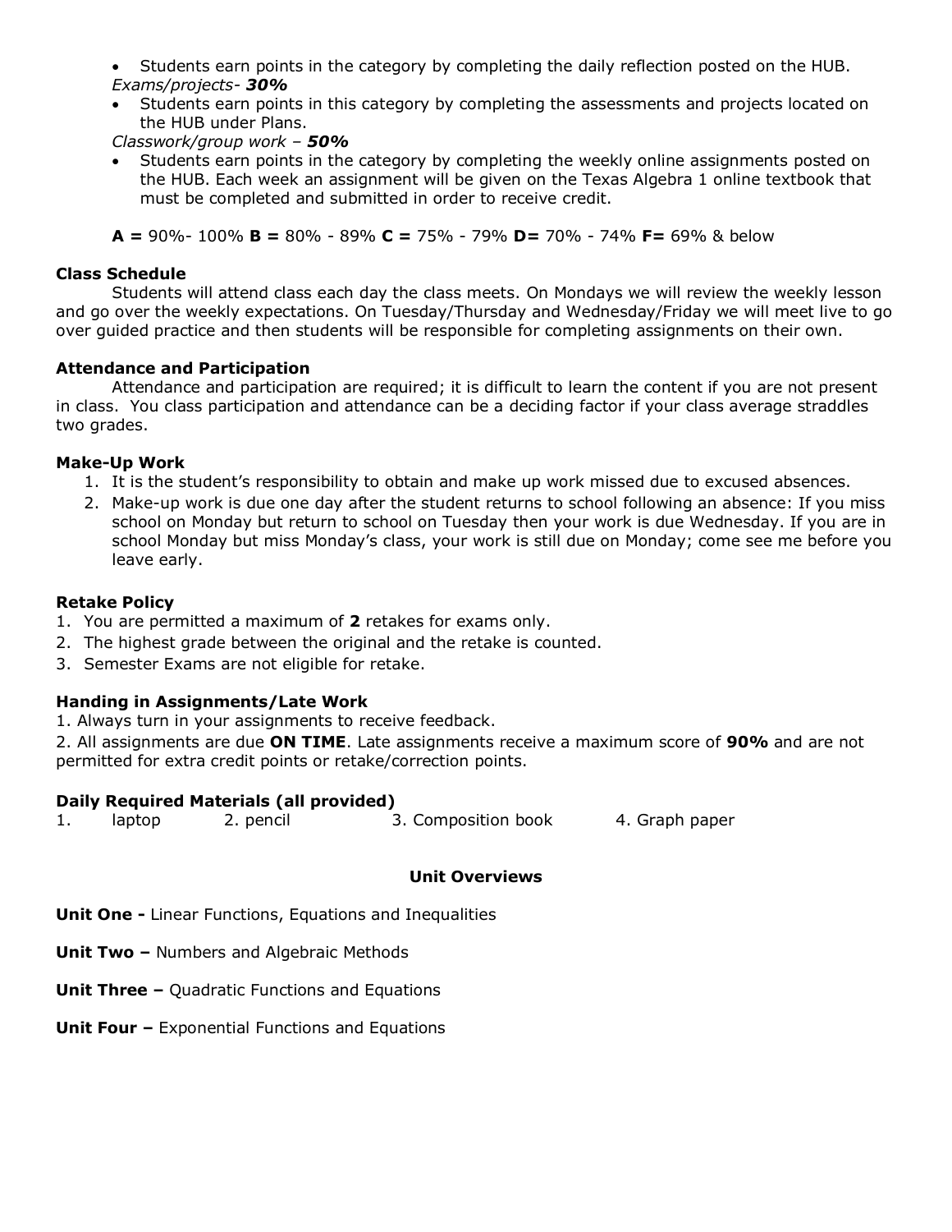- Students earn points in the category by completing the daily reflection posted on the HUB.

*Exams/projects- **30%***

- Students earn points in this category by completing the assessments and projects located on the HUB under Plans.

*Classwork/group work – **50%***

- Students earn points in the category by completing the weekly online assignments posted on the HUB. Each week an assignment will be given on the Texas Algebra 1 online textbook that must be completed and submitted in order to receive credit.

**A =** 90%- 100% **B =** 80% - 89% **C =** 75% - 79% **D=** 70% - 74% **F=** 69% & below

**Class Schedule**

Students will attend class each day the class meets. On Mondays we will review the weekly lesson and go over the weekly expectations. On Tuesday/Thursday and Wednesday/Friday we will meet live to go over guided practice and then students will be responsible for completing assignments on their own.

**Attendance and Participation**

Attendance and participation are required; it is difficult to learn the content if you are not present in class. You class participation and attendance can be a deciding factor if your class average straddles two grades.

**Make-Up Work**

1. It is the student's responsibility to obtain and make up work missed due to excused absences.
2. Make-up work is due one day after the student returns to school following an absence: If you miss school on Monday but return to school on Tuesday then your work is due Wednesday. If you are in school Monday but miss Monday's class, your work is still due on Monday; come see me before you leave early.

**Retake Policy**

1. You are permitted a maximum of **2** retakes for exams only.
2. The highest grade between the original and the retake is counted.
3. Semester Exams are not eligible for retake.

**Handing in Assignments/Late Work**

1. Always turn in your assignments to receive feedback.

2. All assignments are due **ON TIME**. Late assignments receive a maximum score of **90%** and are not permitted for extra credit points or retake/correction points.

**Daily Required Materials (all provided)**

1. laptop 2. pencil 3. Composition book 4. Graph paper

**Unit Overviews**

**Unit One -** Linear Functions, Equations and Inequalities

**Unit Two –** Numbers and Algebraic Methods

**Unit Three –** Quadratic Functions and Equations

**Unit Four –** Exponential Functions and Equations